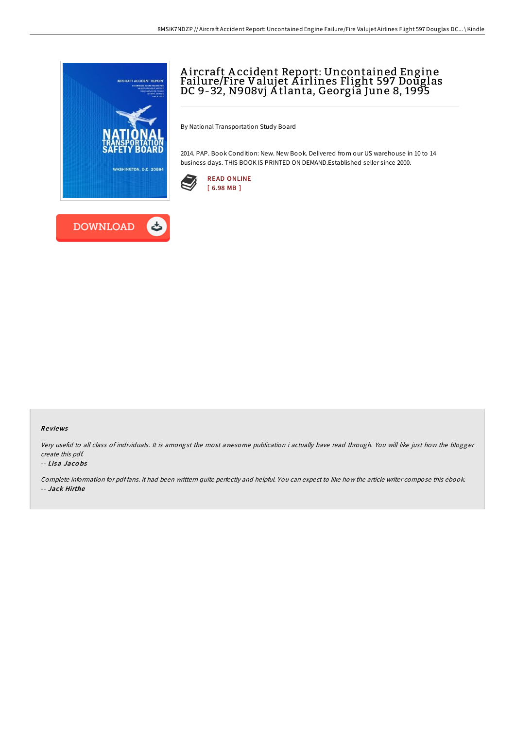# Aircraft Accident Report: Uncontained Engine Failure/Fire Valujet Airlines Flight 597 Douglas DC 9-32, N908vj Atlanta, Georgia June 8, 1995

By National Transportation Study Board

2014. PAP. Book Condition: New. New Book. Delivered from our US warehouse in 10 to 14 business days. THIS BOOK IS PRINTED ON DEMAND.Established seller since 2000.

READ ONLINE
[ 6.98 MB ]

DOWNLOAD

## Reviews

*Very useful to all class of individuals. It is amongst the most awesome publication i actually have read through. You will like just how the blogger create this pdf.*

-- *Lisa Jacobs*

*Complete information for pdf fans. it had been writtern quite perfectly and helpful. You can expect to like how the article writer compose this ebook.*

-- *Jack Hirthe*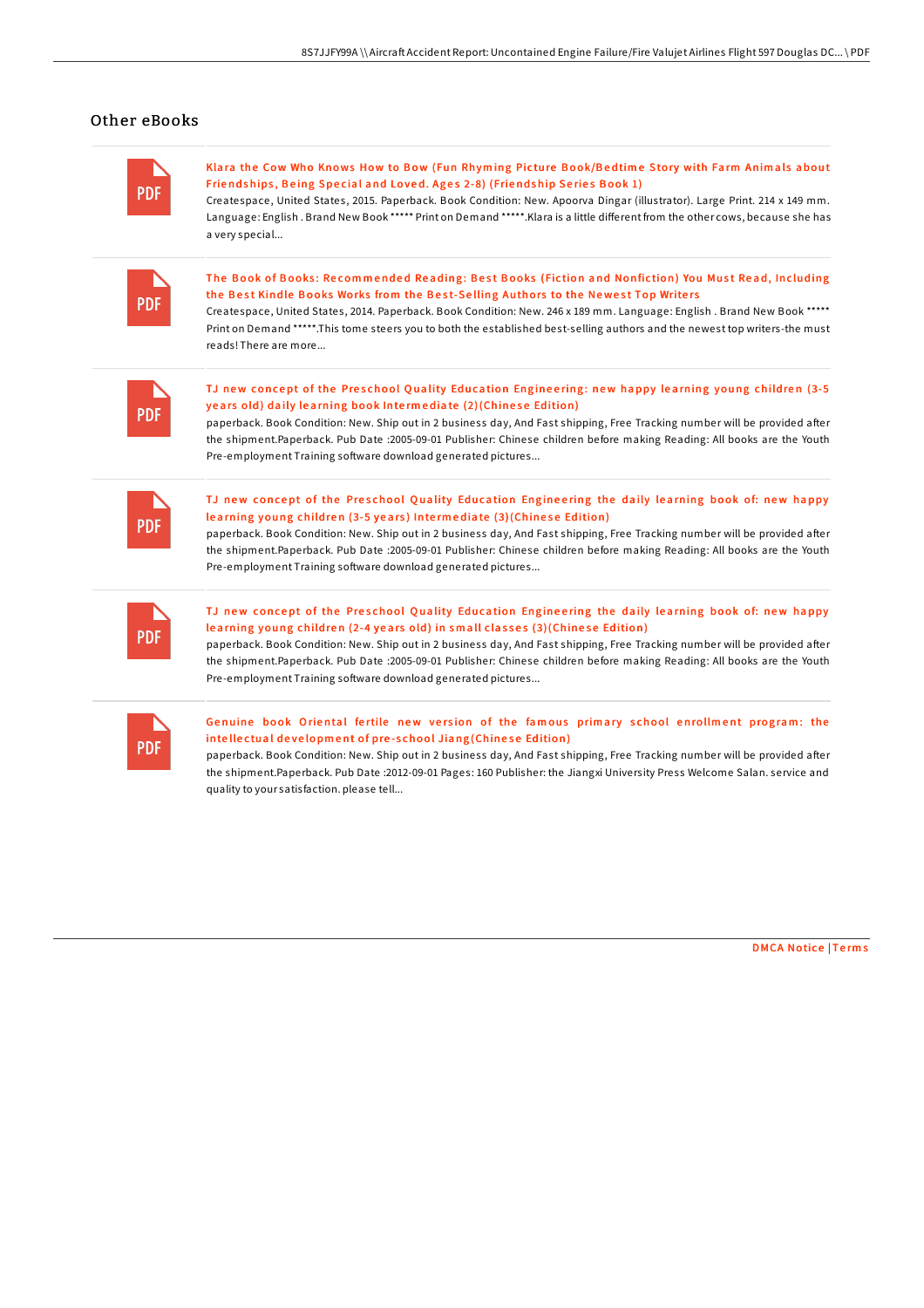## Other eBooks

**Klara the Cow Who Knows How to Bow (Fun Rhyming Picture Book/Bedtime Story with Farm Animals about Friendships, Being Special and Loved. Ages 2-8) (Friendship Series Book 1)**

Createspace, United States, 2015. Paperback. Book Condition: New. Apoorva Dingar (illustrator). Large Print. 214 x 149 mm. Language: English . Brand New Book ***** Print on Demand *****.Klara is a little different from the other cows, because she has a very special...

**The Book of Books: Recommended Reading: Best Books (Fiction and Nonfiction) You Must Read, Including the Best Kindle Books Works from the Best-Selling Authors to the Newest Top Writers**

Createspace, United States, 2014. Paperback. Book Condition: New. 246 x 189 mm. Language: English . Brand New Book ***** Print on Demand *****.This tome steers you to both the established best-selling authors and the newest top writers-the must reads! There are more...

**TJ new concept of the Preschool Quality Education Engineering: new happy learning young children (3-5 years old) daily learning book Intermediate (2)(Chinese Edition)**

paperback. Book Condition: New. Ship out in 2 business day, And Fast shipping, Free Tracking number will be provided after the shipment.Paperback. Pub Date :2005-09-01 Publisher: Chinese children before making Reading: All books are the Youth Pre-employment Training software download generated pictures...

**TJ new concept of the Preschool Quality Education Engineering the daily learning book of: new happy learning young children (3-5 years) Intermediate (3)(Chinese Edition)**

paperback. Book Condition: New. Ship out in 2 business day, And Fast shipping, Free Tracking number will be provided after the shipment.Paperback. Pub Date :2005-09-01 Publisher: Chinese children before making Reading: All books are the Youth Pre-employment Training software download generated pictures...

**TJ new concept of the Preschool Quality Education Engineering the daily learning book of: new happy learning young children (2-4 years old) in small classes (3)(Chinese Edition)**

paperback. Book Condition: New. Ship out in 2 business day, And Fast shipping, Free Tracking number will be provided after the shipment.Paperback. Pub Date :2005-09-01 Publisher: Chinese children before making Reading: All books are the Youth Pre-employment Training software download generated pictures...

**Genuine book Oriental fertile new version of the famous primary school enrollment program: the intellectual development of pre-school Jiang(Chinese Edition)**

paperback. Book Condition: New. Ship out in 2 business day, And Fast shipping, Free Tracking number will be provided after the shipment.Paperback. Pub Date :2012-09-01 Pages: 160 Publisher: the Jiangxi University Press Welcome Salan. service and quality to your satisfaction. please tell...

DMCA Notice | Terms